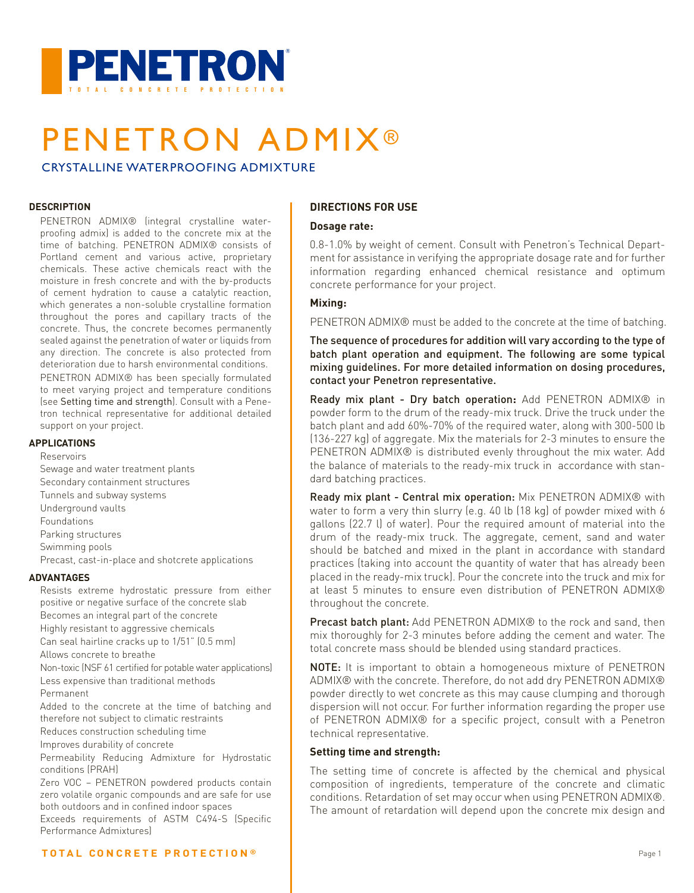# PENETRON ADMIX®

## CRYSTALLINE WATERPROOFING ADMIXTURE

### DESCRIPTION

PENETRON ADMIX® (integral crystalline waterproofing admix) is added to the concrete mix at the time of batching. PENETRON ADMIX® consists of Portland cement and various active, proprietary chemicals. These active chemicals react with the moisture in fresh concrete and with the by-products of cement hydration to cause a catalytic reaction, which generates a non-soluble crystalline formation throughout the pores and capillary tracts of the concrete. Thus, the concrete becomes permanently sealed against the penetration of water or liquids from any direction. The concrete is also protected from deterioration due to harsh environmental conditions.

PENETRON ADMIX® has been specially formulated to meet varying project and temperature conditions (see Setting time and strength). Consult with a Penetron technical representative for additional detailed support on your project.

### APPLICATIONS

- Reservoirs
- Sewage and water treatment plants
- Secondary containment structures
- Tunnels and subway systems
- Underground vaults
- Foundations
- Parking structures
- Swimming pools
- Precast, cast-in-place and shotcrete applications

### ADVANTAGES

- Resists extreme hydrostatic pressure from either positive or negative surface of the concrete slab
- Becomes an integral part of the concrete
- Highly resistant to aggressive chemicals
- Can seal hairline cracks up to 1/51" (0.5 mm)
- Allows concrete to breathe
- Non-toxic (NSF 61 certified for potable water applications)
- Less expensive than traditional methods
- Permanent
- Added to the concrete at the time of batching and therefore not subject to climatic restraints
- Reduces construction scheduling time
- Improves durability of concrete
- Permeability Reducing Admixture for Hydrostatic conditions (PRAH)
- Zero VOC – PENETRON powdered products contain zero volatile organic compounds and are safe for use both outdoors and in confined indoor spaces
- Exceeds requirements of ASTM C494-S (Specific Performance Admixtures)

### DIRECTIONS FOR USE

#### Dosage rate:

0.8-1.0% by weight of cement. Consult with Penetron's Technical Department for assistance in verifying the appropriate dosage rate and for further information regarding enhanced chemical resistance and optimum concrete performance for your project.

#### Mixing:

PENETRON ADMIX® must be added to the concrete at the time of batching.

**The sequence of procedures for addition will vary according to the type of batch plant operation and equipment. The following are some typical mixing guidelines. For more detailed information on dosing procedures, contact your Penetron representative.**

**Ready mix plant - Dry batch operation:** Add PENETRON ADMIX® in powder form to the drum of the ready-mix truck. Drive the truck under the batch plant and add 60%-70% of the required water, along with 300-500 lb (136-227 kg) of aggregate. Mix the materials for 2-3 minutes to ensure the PENETRON ADMIX® is distributed evenly throughout the mix water. Add the balance of materials to the ready-mix truck in accordance with standard batching practices.

**Ready mix plant - Central mix operation:** Mix PENETRON ADMIX® with water to form a very thin slurry (e.g. 40 lb (18 kg) of powder mixed with 6 gallons (22.7 l) of water). Pour the required amount of material into the drum of the ready-mix truck. The aggregate, cement, sand and water should be batched and mixed in the plant in accordance with standard practices (taking into account the quantity of water that has already been placed in the ready-mix truck). Pour the concrete into the truck and mix for at least 5 minutes to ensure even distribution of PENETRON ADMIX® throughout the concrete.

**Precast batch plant:** Add PENETRON ADMIX® to the rock and sand, then mix thoroughly for 2-3 minutes before adding the cement and water. The total concrete mass should be blended using standard practices.

**NOTE:** It is important to obtain a homogeneous mixture of PENETRON ADMIX® with the concrete. Therefore, do not add dry PENETRON ADMIX® powder directly to wet concrete as this may cause clumping and thorough dispersion will not occur. For further information regarding the proper use of PENETRON ADMIX® for a specific project, consult with a Penetron technical representative.

#### Setting time and strength:

The setting time of concrete is affected by the chemical and physical composition of ingredients, temperature of the concrete and climatic conditions. Retardation of set may occur when using PENETRON ADMIX®. The amount of retardation will depend upon the concrete mix design and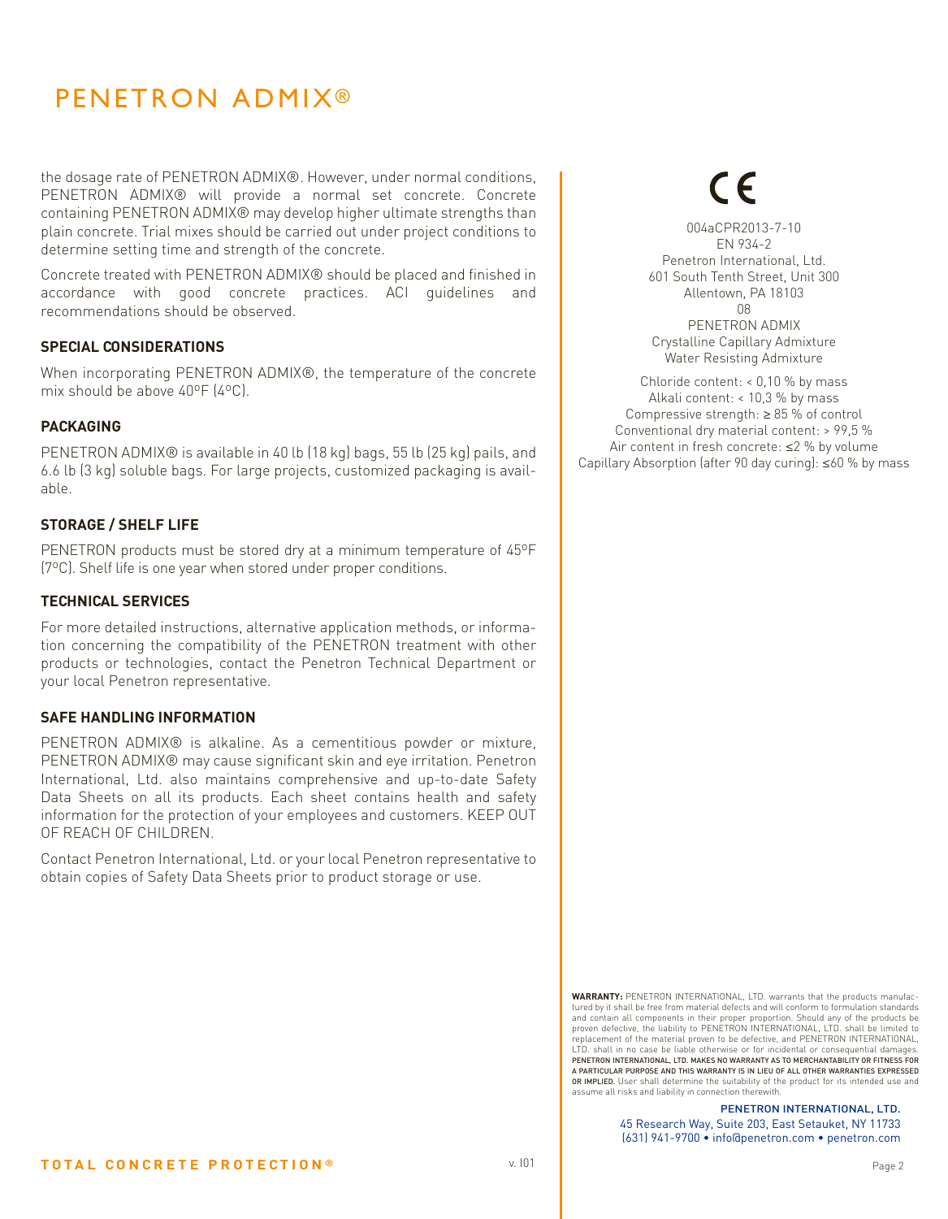the dosage rate of PENETRON ADMIX®. However, under normal conditions, PENETRON ADMIX® will provide a normal set concrete. Concrete containing PENETRON ADMIX® may develop higher ultimate strengths than plain concrete. Trial mixes should be carried out under project conditions to determine setting time and strength of the concrete.

Concrete treated with PENETRON ADMIX® should be placed and finished in accordance with good concrete practices. ACI guidelines and recommendations should be observed.

## SPECIAL CONSIDERATIONS

When incorporating PENETRON ADMIX®, the temperature of the concrete mix should be above 40ºF (4ºC).

## PACKAGING

PENETRON ADMIX® is available in 40 lb (18 kg) bags, 55 lb (25 kg) pails, and 6.6 lb (3 kg) soluble bags. For large projects, customized packaging is available.

## STORAGE / SHELF LIFE

PENETRON products must be stored dry at a minimum temperature of 45ºF (7ºC). Shelf life is one year when stored under proper conditions.

## TECHNICAL SERVICES

For more detailed instructions, alternative application methods, or information concerning the compatibility of the PENETRON treatment with other products or technologies, contact the Penetron Technical Department or your local Penetron representative.

## SAFE HANDLING INFORMATION

PENETRON ADMIX® is alkaline. As a cementitious powder or mixture, PENETRON ADMIX® may cause significant skin and eye irritation. Penetron International, Ltd. also maintains comprehensive and up-to-date Safety Data Sheets on all its products. Each sheet contains health and safety information for the protection of your employees and customers. KEEP OUT OF REACH OF CHILDREN.

Contact Penetron International, Ltd. or your local Penetron representative to obtain copies of Safety Data Sheets prior to product storage or use.

CE

004aCPR2013-7-10
EN 934-2
Penetron International, Ltd.
601 South Tenth Street, Unit 300
Allentown, PA 18103
08
PENETRON ADMIX
Crystalline Capillary Admixture
Water Resisting Admixture

Chloride content: < 0,10 % by mass
Alkali content: < 10,3 % by mass
Compressive strength: ≥ 85 % of control
Conventional dry material content: > 99,5 %
Air content in fresh concrete: ≤2 % by volume
Capillary Absorption (after 90 day curing): ≤60 % by mass

**WARRANTY:** PENETRON INTERNATIONAL, LTD. warrants that the products manufactured by it shall be free from material defects and will conform to formulation standards and contain all components in their proper proportion. Should any of the products be proven defective, the liability to PENETRON INTERNATIONAL, LTD. shall be limited to replacement of the material proven to be defective, and PENETRON INTERNATIONAL, LTD. shall in no case be liable otherwise or for incidental or consequential damages. **PENETRON INTERNATIONAL, LTD. MAKES NO WARRANTY AS TO MERCHANTABILITY OR FITNESS FOR A PARTICULAR PURPOSE AND THIS WARRANTY IS IN LIEU OF ALL OTHER WARRANTIES EXPRESSED OR IMPLIED.** User shall determine the suitability of the product for its intended use and assume all risks and liability in connection therewith.

PENETRON INTERNATIONAL, LTD.
45 Research Way, Suite 203, East Setauket, NY 11733
(631) 941-9700 • info@penetron.com • penetron.com

TOTAL CONCRETE PROTECTION®

v. I01